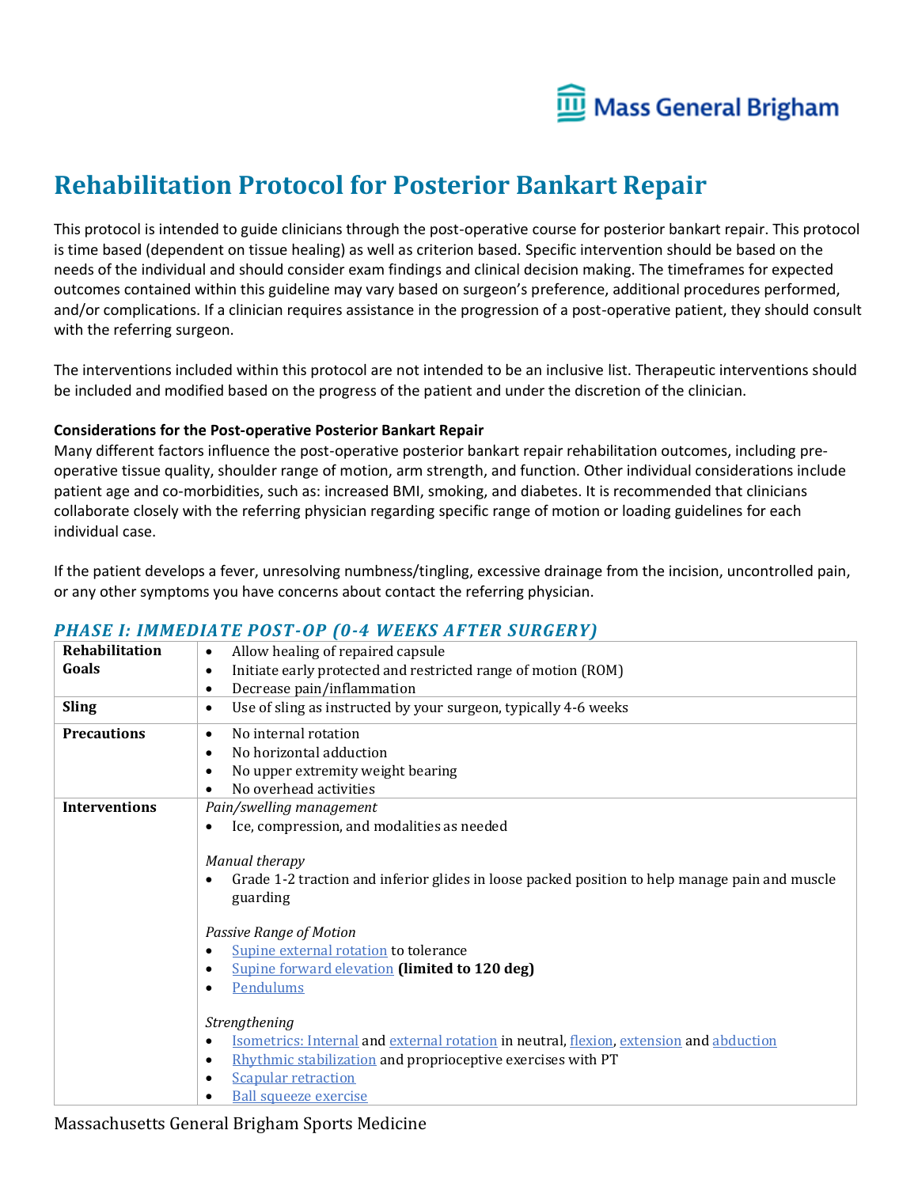# Rehabilitation Protocol for Posterior Bankart Repair

This protocol is intended to guide clinicians through the post-operative course for posterior bankart repair. This protocol is time based (dependent on tissue healing) as well as criterion based. Specific intervention should be based on the needs of the individual and should consider exam findings and clinical decision making. The timeframes for expected outcomes contained within this guideline may vary based on surgeon's preference, additional procedures performed, and/or complications. If a clinician requires assistance in the progression of a post-operative patient, they should consult with the referring surgeon.

The interventions included within this protocol are not intended to be an inclusive list. Therapeutic interventions should be included and modified based on the progress of the patient and under the discretion of the clinician.

**Considerations for the Post-operative Posterior Bankart Repair**

Many different factors influence the post-operative posterior bankart repair rehabilitation outcomes, including pre-operative tissue quality, shoulder range of motion, arm strength, and function. Other individual considerations include patient age and co-morbidities, such as: increased BMI, smoking, and diabetes. It is recommended that clinicians collaborate closely with the referring physician regarding specific range of motion or loading guidelines for each individual case.

If the patient develops a fever, unresolving numbness/tingling, excessive drainage from the incision, uncontrolled pain, or any other symptoms you have concerns about contact the referring physician.

## *PHASE I: IMMEDIATE POST-OP (0-4 WEEKS AFTER SURGERY)*

| | |
|---|---|
| **Rehabilitation Goals** | • Allow healing of repaired capsule<br>• Initiate early protected and restricted range of motion (ROM)<br>• Decrease pain/inflammation |
| **Sling** | • Use of sling as instructed by your surgeon, typically 4-6 weeks |
| **Precautions** | • No internal rotation<br>• No horizontal adduction<br>• No upper extremity weight bearing<br>• No overhead activities |
| **Interventions** | *Pain/swelling management*<br>• Ice, compression, and modalities as needed<br><br>*Manual therapy*<br>• Grade 1-2 traction and inferior glides in loose packed position to help manage pain and muscle guarding<br><br>*Passive Range of Motion*<br>• Supine external rotation to tolerance<br>• Supine forward elevation **(limited to 120 deg)**<br>• Pendulums<br><br>*Strengthening*<br>• Isometrics: Internal and external rotation in neutral, flexion, extension and abduction<br>• Rhythmic stabilization and proprioceptive exercises with PT<br>• Scapular retraction<br>• Ball squeeze exercise |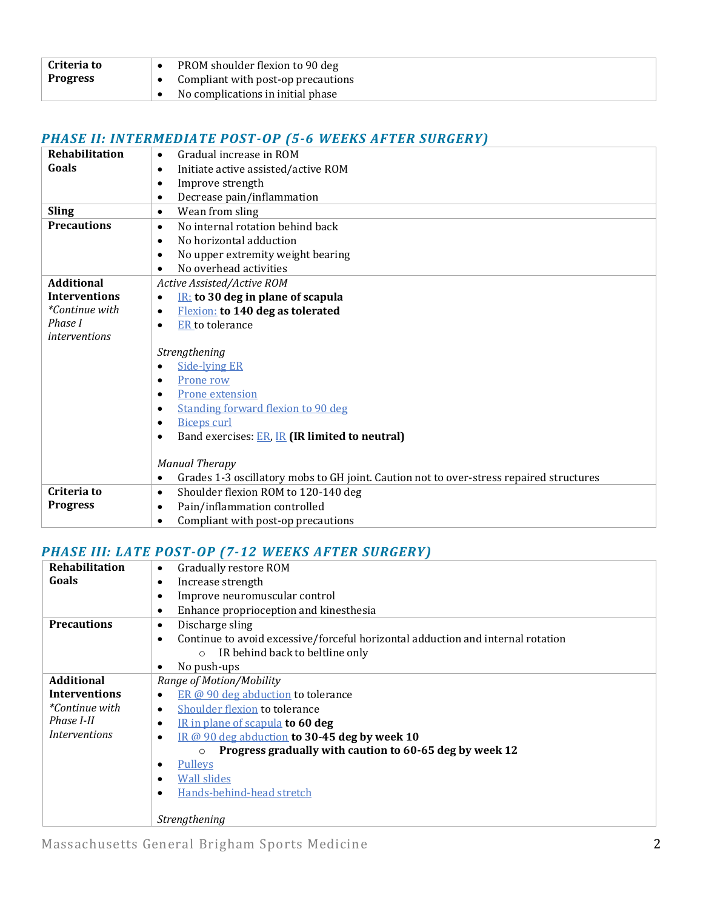| Criteria to Progress | • PROM shoulder flexion to 90 deg<br>• Compliant with post-op precautions<br>• No complications in initial phase |
|---|---|

## *PHASE II: INTERMEDIATE POST-OP (5-6 WEEKS AFTER SURGERY)*

| Rehabilitation Goals | • Gradual increase in ROM<br>• Initiate active assisted/active ROM<br>• Improve strength<br>• Decrease pain/inflammation |
|---|---|
| **Sling** | • Wean from sling |
| **Precautions** | • No internal rotation behind back<br>• No horizontal adduction<br>• No upper extremity weight bearing<br>• No overhead activities |
| **Additional Interventions** *\*Continue with Phase I interventions* | *Active Assisted/Active ROM*<br>• IR: **to 30 deg in plane of scapula**<br>• Flexion: **to 140 deg as tolerated**<br>• ER to tolerance<br><br>*Strengthening*<br>• Side-lying ER<br>• Prone row<br>• Prone extension<br>• Standing forward flexion to 90 deg<br>• Biceps curl<br>• Band exercises: ER, IR **(IR limited to neutral)**<br><br>*Manual Therapy*<br>• Grades 1-3 oscillatory mobs to GH joint. Caution not to over-stress repaired structures |
| **Criteria to Progress** | • Shoulder flexion ROM to 120-140 deg<br>• Pain/inflammation controlled<br>• Compliant with post-op precautions |

## *PHASE III: LATE POST-OP (7-12 WEEKS AFTER SURGERY)*

| Rehabilitation Goals | • Gradually restore ROM<br>• Increase strength<br>• Improve neuromuscular control<br>• Enhance proprioception and kinesthesia |
|---|---|
| **Precautions** | • Discharge sling<br>• Continue to avoid excessive/forceful horizontal adduction and internal rotation<br>  ○ IR behind back to beltline only<br>• No push-ups |
| **Additional Interventions** *\*Continue with Phase I-II Interventions* | *Range of Motion/Mobility*<br>• ER @ 90 deg abduction to tolerance<br>• Shoulder flexion to tolerance<br>• IR in plane of scapula **to 60 deg**<br>• IR @ 90 deg abduction **to 30-45 deg by week 10**<br>  ○ **Progress gradually with caution to 60-65 deg by week 12**<br>• Pulleys<br>• Wall slides<br>• Hands-behind-head stretch<br><br>*Strengthening* |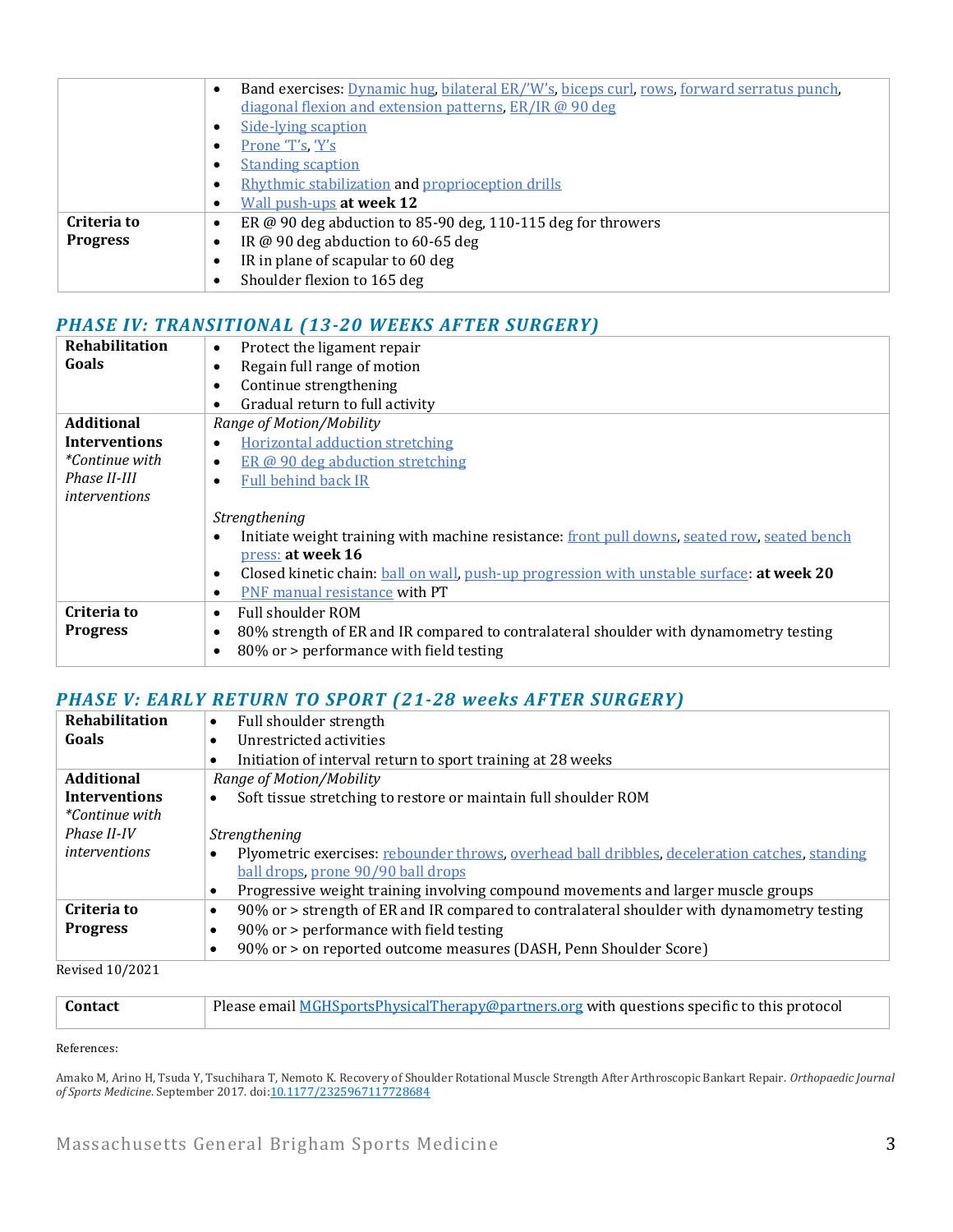| | |
|---|---|
| | • Band exercises: Dynamic hug, bilateral ER/'W's, biceps curl, rows, forward serratus punch, diagonal flexion and extension patterns, ER/IR @ 90 deg<br>• Side-lying scaption<br>• Prone 'T's, 'Y's<br>• Standing scaption<br>• Rhythmic stabilization and proprioception drills<br>• Wall push-ups **at week 12** |
| **Criteria to Progress** | • ER @ 90 deg abduction to 85-90 deg, 110-115 deg for throwers<br>• IR @ 90 deg abduction to 60-65 deg<br>• IR in plane of scapular to 60 deg<br>• Shoulder flexion to 165 deg |

## *PHASE IV: TRANSITIONAL (13-20 WEEKS AFTER SURGERY)*

| | |
|---|---|
| **Rehabilitation Goals** | • Protect the ligament repair<br>• Regain full range of motion<br>• Continue strengthening<br>• Gradual return to full activity |
| **Additional Interventions** *\*Continue with Phase II-III interventions* | *Range of Motion/Mobility*<br>• Horizontal adduction stretching<br>• ER @ 90 deg abduction stretching<br>• Full behind back IR<br><br>*Strengthening*<br>• Initiate weight training with machine resistance: front pull downs, seated row, seated bench press: **at week 16**<br>• Closed kinetic chain: ball on wall, push-up progression with unstable surface: **at week 20**<br>• PNF manual resistance with PT |
| **Criteria to Progress** | • Full shoulder ROM<br>• 80% strength of ER and IR compared to contralateral shoulder with dynamometry testing<br>• 80% or > performance with field testing |

## *PHASE V: EARLY RETURN TO SPORT (21-28 weeks AFTER SURGERY)*

| | |
|---|---|
| **Rehabilitation Goals** | • Full shoulder strength<br>• Unrestricted activities<br>• Initiation of interval return to sport training at 28 weeks |
| **Additional Interventions** *\*Continue with Phase II-IV interventions* | *Range of Motion/Mobility*<br>• Soft tissue stretching to restore or maintain full shoulder ROM<br><br>*Strengthening*<br>• Plyometric exercises: rebounder throws, overhead ball dribbles, deceleration catches, standing ball drops, prone 90/90 ball drops<br>• Progressive weight training involving compound movements and larger muscle groups |
| **Criteria to Progress** | • 90% or > strength of ER and IR compared to contralateral shoulder with dynamometry testing<br>• 90% or > performance with field testing<br>• 90% or > on reported outcome measures (DASH, Penn Shoulder Score) |

Revised 10/2021

| | |
|---|---|
| **Contact** | Please email MGHSportsPhysicalTherapy@partners.org with questions specific to this protocol |

References:

Amako M, Arino H, Tsuda Y, Tsuchihara T, Nemoto K. Recovery of Shoulder Rotational Muscle Strength After Arthroscopic Bankart Repair. *Orthopaedic Journal of Sports Medicine*. September 2017. doi:10.1177/2325967117728684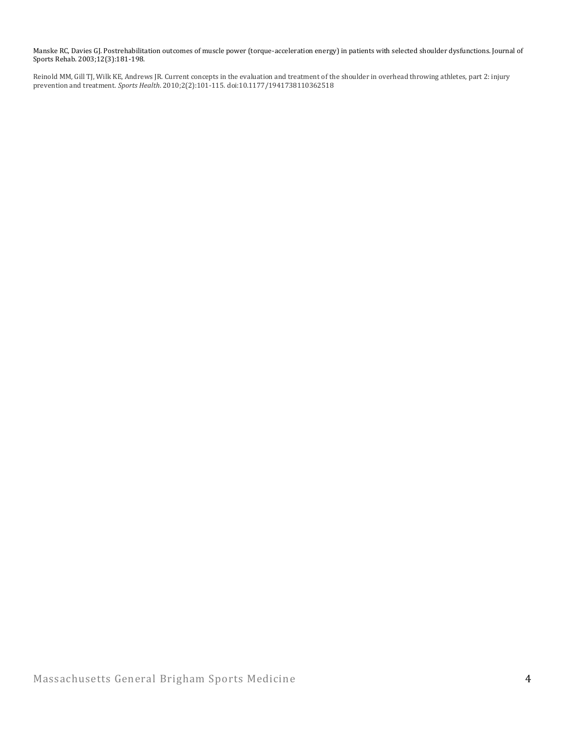Manske RC, Davies GJ. Postrehabilitation outcomes of muscle power (torque-acceleration energy) in patients with selected shoulder dysfunctions. Journal of Sports Rehab. 2003;12(3):181-198.

Reinold MM, Gill TJ, Wilk KE, Andrews JR. Current concepts in the evaluation and treatment of the shoulder in overhead throwing athletes, part 2: injury prevention and treatment. *Sports Health*. 2010;2(2):101-115. doi:10.1177/1941738110362518